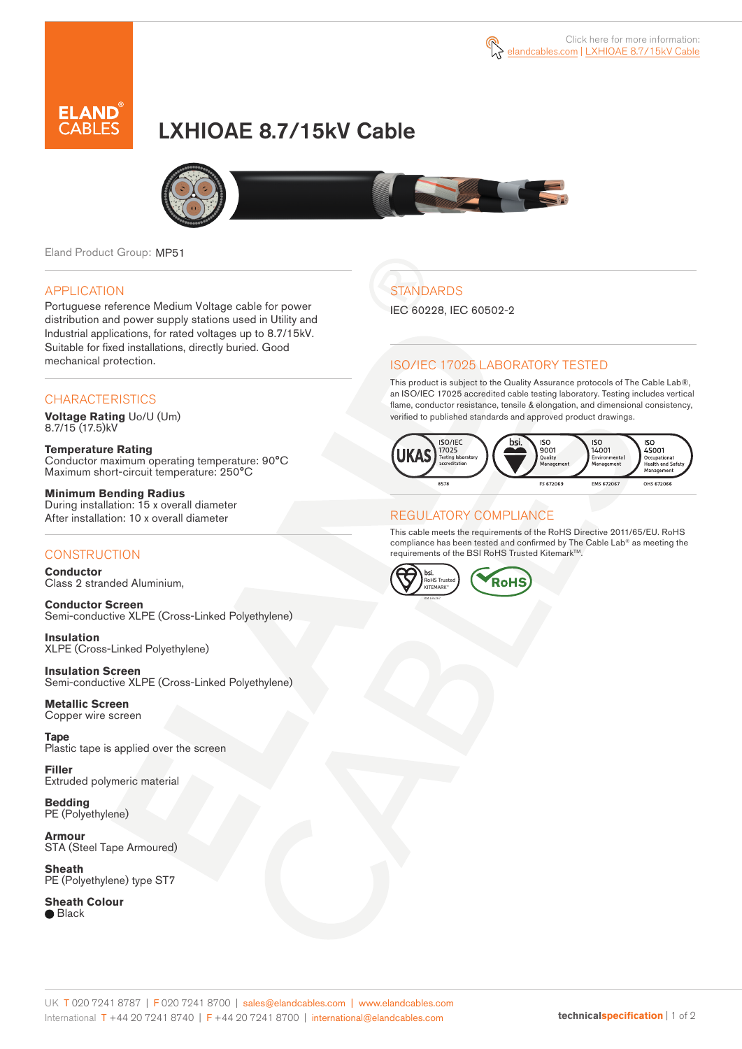Click here for more information: elandcables.com | LXHIOAE 8.7/15kV Cable

# LXHIOAE 8.7/15kV Cable

Eland Product Group: MP51

## APPLICATION

Portuguese reference Medium Voltage cable for power distribution and power supply stations used in Utility and Industrial applications, for rated voltages up to 8.7/15kV. Suitable for fixed installations, directly buried. Good mechanical protection.

## CHARACTERISTICS

**Voltage Rating** Uo/U (Um)
8.7/15 (17.5)kV

**Temperature Rating**
Conductor maximum operating temperature: 90°C
Maximum short-circuit temperature: 250°C

**Minimum Bending Radius**
During installation: 15 x overall diameter
After installation: 10 x overall diameter

## CONSTRUCTION

**Conductor**
Class 2 stranded Aluminium,

**Conductor Screen**
Semi-conductive XLPE (Cross-Linked Polyethylene)

**Insulation**
XLPE (Cross-Linked Polyethylene)

**Insulation Screen**
Semi-conductive XLPE (Cross-Linked Polyethylene)

**Metallic Screen**
Copper wire screen

**Tape**
Plastic tape is applied over the screen

**Filler**
Extruded polymeric material

**Bedding**
PE (Polyethylene)

**Armour**
STA (Steel Tape Armoured)

**Sheath**
PE (Polyethylene) type ST7

**Sheath Colour**
● Black

## STANDARDS

IEC 60228, IEC 60502-2

## ISO/IEC 17025 LABORATORY TESTED

This product is subject to the Quality Assurance protocols of The Cable Lab®, an ISO/IEC 17025 accredited cable testing laboratory. Testing includes vertical flame, conductor resistance, tensile & elongation, and dimensional consistency, verified to published standards and approved product drawings.

UKAS ISO/IEC 17025 Testing laboratory accreditation 8578 | bsi. ISO 9001 Quality Management FS 672069 | ISO 14001 Environmental Management EMS 672067 | ISO 45001 Occupational Health and Safety Management OHS 672066

## REGULATORY COMPLIANCE

This cable meets the requirements of the RoHS Directive 2011/65/EU. RoHS compliance has been tested and confirmed by The Cable Lab® as meeting the requirements of the BSI RoHS Trusted Kitemark™.

bsi. RoHS Trusted KITEMARK™ | RoHS

UK T 020 7241 8787 | F 020 7241 8700 | sales@elandcables.com | www.elandcables.com
International T +44 20 7241 8740 | F +44 20 7241 8700 | international@elandcables.com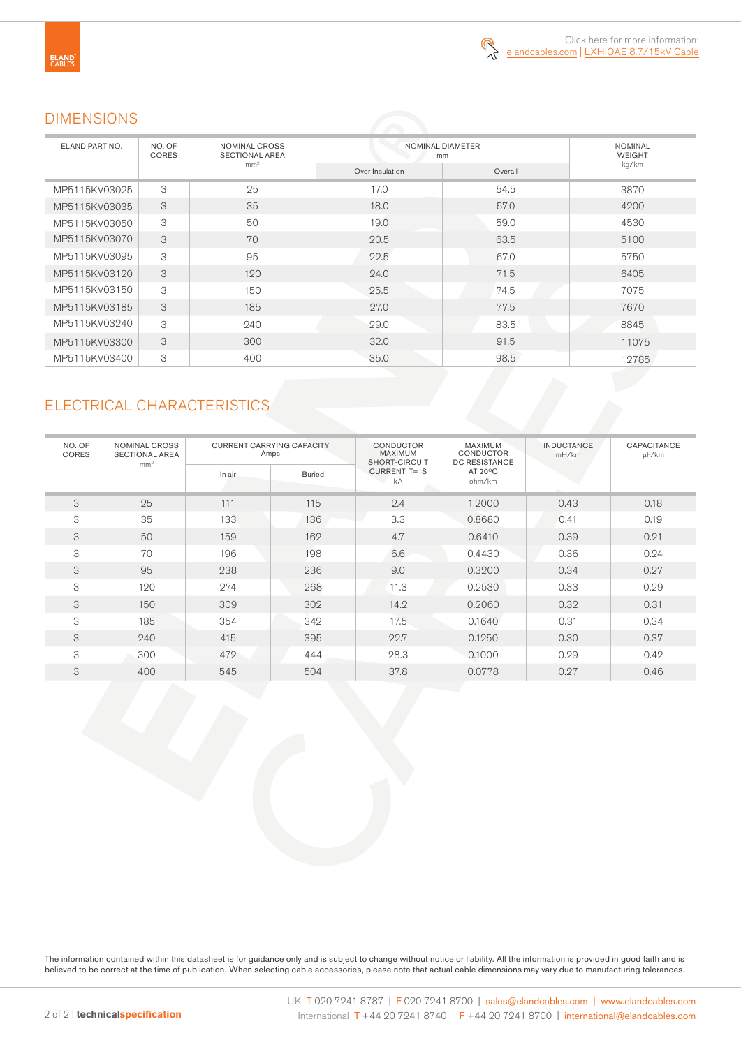Click here for more information:
elandcables.com | LXHIOAE 8.7/15kV Cable

## DIMENSIONS

| ELAND PART NO. | NO. OF CORES | NOMINAL CROSS SECTIONAL AREA mm² | NOMINAL DIAMETER mm | | NOMINAL WEIGHT kg/km |
|---|---|---|---|---|---|
| | | | Over Insulation | Overall | |
| MP5115KV03025 | 3 | 25 | 17.0 | 54.5 | 3870 |
| MP5115KV03035 | 3 | 35 | 18.0 | 57.0 | 4200 |
| MP5115KV03050 | 3 | 50 | 19.0 | 59.0 | 4530 |
| MP5115KV03070 | 3 | 70 | 20.5 | 63.5 | 5100 |
| MP5115KV03095 | 3 | 95 | 22.5 | 67.0 | 5750 |
| MP5115KV03120 | 3 | 120 | 24.0 | 71.5 | 6405 |
| MP5115KV03150 | 3 | 150 | 25.5 | 74.5 | 7075 |
| MP5115KV03185 | 3 | 185 | 27.0 | 77.5 | 7670 |
| MP5115KV03240 | 3 | 240 | 29.0 | 83.5 | 8845 |
| MP5115KV03300 | 3 | 300 | 32.0 | 91.5 | 11075 |
| MP5115KV03400 | 3 | 400 | 35.0 | 98.5 | 12785 |

## ELECTRICAL CHARACTERISTICS

| NO. OF CORES | NOMINAL CROSS SECTIONAL AREA mm² | CURRENT CARRYING CAPACITY Amps | | CONDUCTOR MAXIMUM SHORT-CIRCUIT CURRENT. T=1S kA | MAXIMUM CONDUCTOR DC RESISTANCE AT 20°C ohm/km | INDUCTANCE mH/km | CAPACITANCE μF/km |
|---|---|---|---|---|---|---|---|
| | | In air | Buried | | | | |
| 3 | 25 | 111 | 115 | 2.4 | 1.2000 | 0.43 | 0.18 |
| 3 | 35 | 133 | 136 | 3.3 | 0.8680 | 0.41 | 0.19 |
| 3 | 50 | 159 | 162 | 4.7 | 0.6410 | 0.39 | 0.21 |
| 3 | 70 | 196 | 198 | 6.6 | 0.4430 | 0.36 | 0.24 |
| 3 | 95 | 238 | 236 | 9.0 | 0.3200 | 0.34 | 0.27 |
| 3 | 120 | 274 | 268 | 11.3 | 0.2530 | 0.33 | 0.29 |
| 3 | 150 | 309 | 302 | 14.2 | 0.2060 | 0.32 | 0.31 |
| 3 | 185 | 354 | 342 | 17.5 | 0.1640 | 0.31 | 0.34 |
| 3 | 240 | 415 | 395 | 22.7 | 0.1250 | 0.30 | 0.37 |
| 3 | 300 | 472 | 444 | 28.3 | 0.1000 | 0.29 | 0.42 |
| 3 | 400 | 545 | 504 | 37.8 | 0.0778 | 0.27 | 0.46 |

The information contained within this datasheet is for guidance only and is subject to change without notice or liability. All the information is provided in good faith and is believed to be correct at the time of publication. When selecting cable accessories, please note that actual cable dimensions may vary due to manufacturing tolerances.

UK T 020 7241 8787 | F 020 7241 8700 | sales@elandcables.com | www.elandcables.com
International T +44 20 7241 8740 | F +44 20 7241 8700 | international@elandcables.com